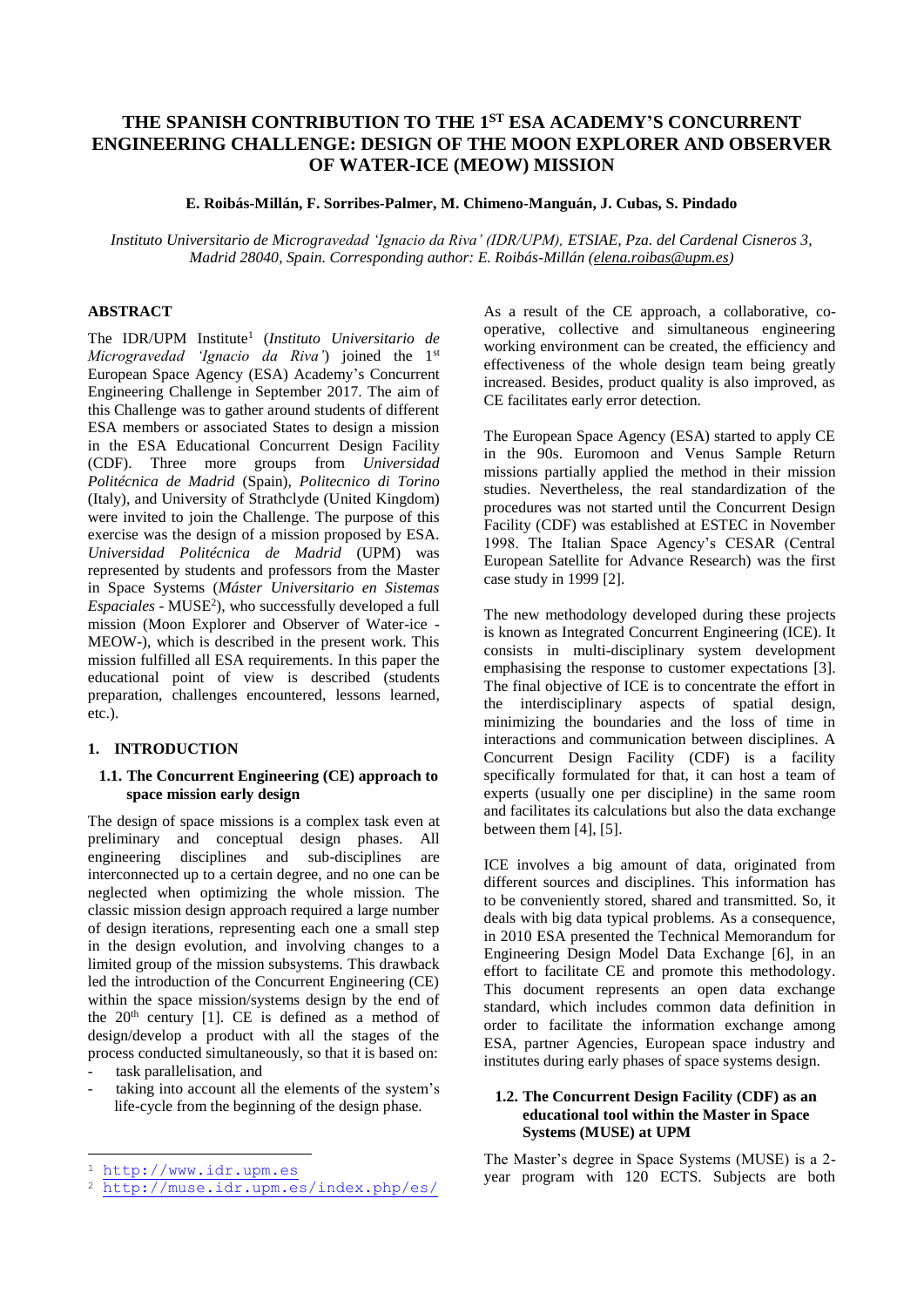# THE SPANISH CONTRIBUTION TO THE 1ST ESA ACADEMY'S CONCURRENT ENGINEERING CHALLENGE: DESIGN OF THE MOON EXPLORER AND OBSERVER OF WATER-ICE (MEOW) MISSION

**E. Roibás-Millán, F. Sorribes-Palmer, M. Chimeno-Manguán, J. Cubas, S. Pindado**

*Instituto Universitario de Microgravedad 'Ignacio da Riva' (IDR/UPM), ETSIAE, Pza. del Cardenal Cisneros 3, Madrid 28040, Spain. Corresponding author: E. Roibás-Millán (elena.roibas@upm.es)*

## ABSTRACT

The IDR/UPM Institute[1] (*Instituto Universitario de Microgravedad 'Ignacio da Riva'*) joined the 1st European Space Agency (ESA) Academy's Concurrent Engineering Challenge in September 2017. The aim of this Challenge was to gather around students of different ESA members or associated States to design a mission in the ESA Educational Concurrent Design Facility (CDF). Three more groups from *Universidad Politécnica de Madrid* (Spain), *Politecnico di Torino* (Italy), and University of Strathclyde (United Kingdom) were invited to join the Challenge. The purpose of this exercise was the design of a mission proposed by ESA. *Universidad Politécnica de Madrid* (UPM) was represented by students and professors from the Master in Space Systems (*Máster Universitario en Sistemas Espaciales* - MUSE[2]), who successfully developed a full mission (Moon Explorer and Observer of Water-ice - MEOW-), which is described in the present work. This mission fulfilled all ESA requirements. In this paper the educational point of view is described (students preparation, challenges encountered, lessons learned, etc.).

## 1. INTRODUCTION

### 1.1. The Concurrent Engineering (CE) approach to space mission early design

The design of space missions is a complex task even at preliminary and conceptual design phases. All engineering disciplines and sub-disciplines are interconnected up to a certain degree, and no one can be neglected when optimizing the whole mission. The classic mission design approach required a large number of design iterations, representing each one a small step in the design evolution, and involving changes to a limited group of the mission subsystems. This drawback led the introduction of the Concurrent Engineering (CE) within the space mission/systems design by the end of the 20th century [1]. CE is defined as a method of design/develop a product with all the stages of the process conducted simultaneously, so that it is based on:

- task parallelisation, and
- taking into account all the elements of the system's life-cycle from the beginning of the design phase.

As a result of the CE approach, a collaborative, co-operative, collective and simultaneous engineering working environment can be created, the efficiency and effectiveness of the whole design team being greatly increased. Besides, product quality is also improved, as CE facilitates early error detection.

The European Space Agency (ESA) started to apply CE in the 90s. Euromoon and Venus Sample Return missions partially applied the method in their mission studies. Nevertheless, the real standardization of the procedures was not started until the Concurrent Design Facility (CDF) was established at ESTEC in November 1998. The Italian Space Agency's CESAR (Central European Satellite for Advance Research) was the first case study in 1999 [2].

The new methodology developed during these projects is known as Integrated Concurrent Engineering (ICE). It consists in multi-disciplinary system development emphasising the response to customer expectations [3]. The final objective of ICE is to concentrate the effort in the interdisciplinary aspects of spatial design, minimizing the boundaries and the loss of time in interactions and communication between disciplines. A Concurrent Design Facility (CDF) is a facility specifically formulated for that, it can host a team of experts (usually one per discipline) in the same room and facilitates its calculations but also the data exchange between them [4], [5].

ICE involves a big amount of data, originated from different sources and disciplines. This information has to be conveniently stored, shared and transmitted. So, it deals with big data typical problems. As a consequence, in 2010 ESA presented the Technical Memorandum for Engineering Design Model Data Exchange [6], in an effort to facilitate CE and promote this methodology. This document represents an open data exchange standard, which includes common data definition in order to facilitate the information exchange among ESA, partner Agencies, European space industry and institutes during early phases of space systems design.

### 1.2. The Concurrent Design Facility (CDF) as an educational tool within the Master in Space Systems (MUSE) at UPM

The Master's degree in Space Systems (MUSE) is a 2-year program with 120 ECTS. Subjects are both

[1] http://www.idr.upm.es

[2] http://muse.idr.upm.es/index.php/es/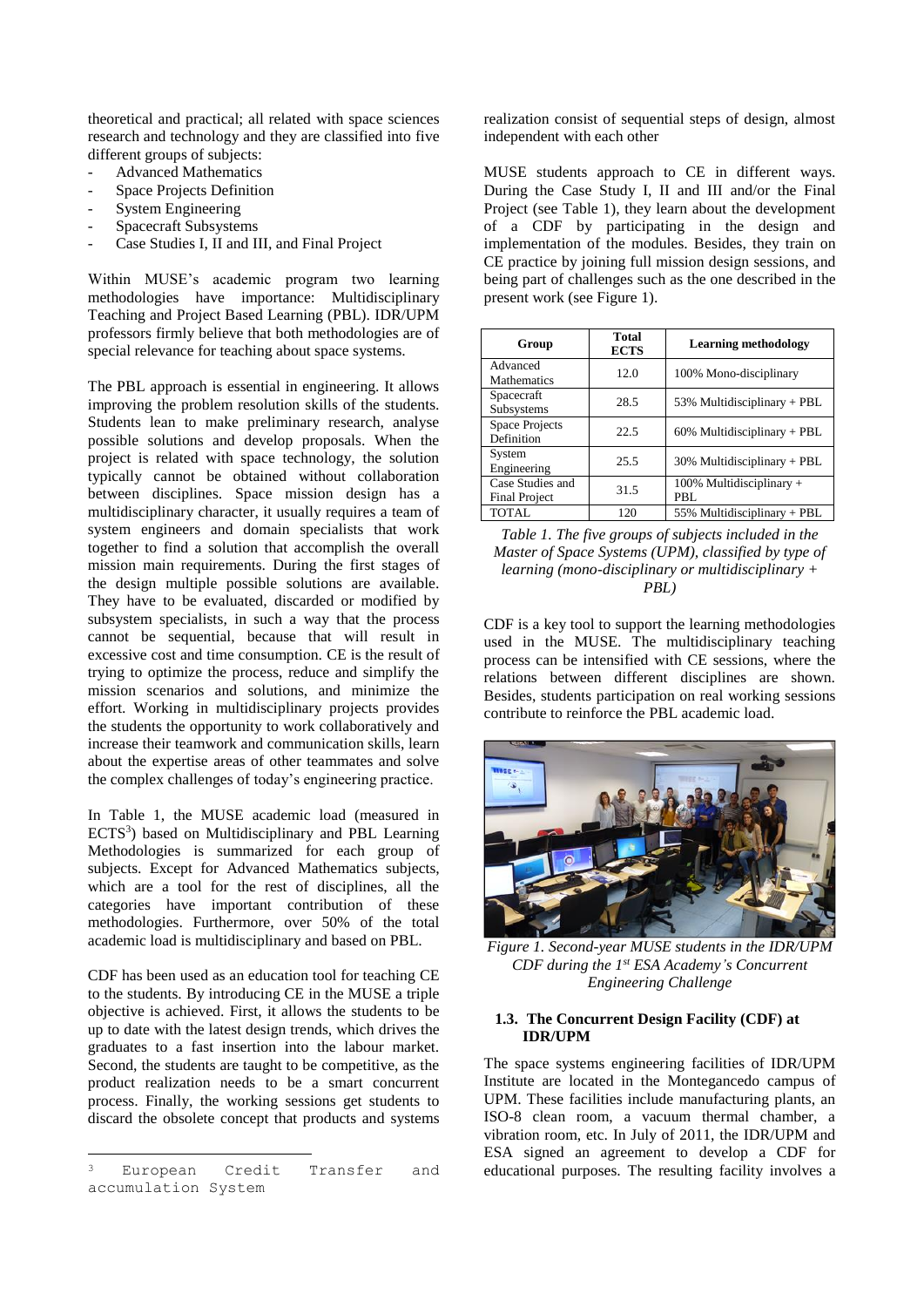theoretical and practical; all related with space sciences research and technology and they are classified into five different groups of subjects:

- Advanced Mathematics
- Space Projects Definition
- System Engineering
- Spacecraft Subsystems
- Case Studies I, II and III, and Final Project

Within MUSE's academic program two learning methodologies have importance: Multidisciplinary Teaching and Project Based Learning (PBL). IDR/UPM professors firmly believe that both methodologies are of special relevance for teaching about space systems.

The PBL approach is essential in engineering. It allows improving the problem resolution skills of the students. Students lean to make preliminary research, analyse possible solutions and develop proposals. When the project is related with space technology, the solution typically cannot be obtained without collaboration between disciplines. Space mission design has a multidisciplinary character, it usually requires a team of system engineers and domain specialists that work together to find a solution that accomplish the overall mission main requirements. During the first stages of the design multiple possible solutions are available. They have to be evaluated, discarded or modified by subsystem specialists, in such a way that the process cannot be sequential, because that will result in excessive cost and time consumption. CE is the result of trying to optimize the process, reduce and simplify the mission scenarios and solutions, and minimize the effort. Working in multidisciplinary projects provides the students the opportunity to work collaboratively and increase their teamwork and communication skills, learn about the expertise areas of other teammates and solve the complex challenges of today's engineering practice.

In Table 1, the MUSE academic load (measured in ECTS[3]) based on Multidisciplinary and PBL Learning Methodologies is summarized for each group of subjects. Except for Advanced Mathematics subjects, which are a tool for the rest of disciplines, all the categories have important contribution of these methodologies. Furthermore, over 50% of the total academic load is multidisciplinary and based on PBL.

CDF has been used as an education tool for teaching CE to the students. By introducing CE in the MUSE a triple objective is achieved. First, it allows the students to be up to date with the latest design trends, which drives the graduates to a fast insertion into the labour market. Second, the students are taught to be competitive, as the product realization needs to be a smart concurrent process. Finally, the working sessions get students to discard the obsolete concept that products and systems realization consist of sequential steps of design, almost independent with each other

MUSE students approach to CE in different ways. During the Case Study I, II and III and/or the Final Project (see Table 1), they learn about the development of a CDF by participating in the design and implementation of the modules. Besides, they train on CE practice by joining full mission design sessions, and being part of challenges such as the one described in the present work (see Figure 1).

| Group | Total ECTS | Learning methodology |
|---|---|---|
| Advanced Mathematics | 12.0 | 100% Mono-disciplinary |
| Spacecraft Subsystems | 28.5 | 53% Multidisciplinary + PBL |
| Space Projects Definition | 22.5 | 60% Multidisciplinary + PBL |
| System Engineering | 25.5 | 30% Multidisciplinary + PBL |
| Case Studies and Final Project | 31.5 | 100% Multidisciplinary + PBL |
| TOTAL | 120 | 55% Multidisciplinary + PBL |

*Table 1. The five groups of subjects included in the Master of Space Systems (UPM), classified by type of learning (mono-disciplinary or multidisciplinary + PBL)*

CDF is a key tool to support the learning methodologies used in the MUSE. The multidisciplinary teaching process can be intensified with CE sessions, where the relations between different disciplines are shown. Besides, students participation on real working sessions contribute to reinforce the PBL academic load.

*Figure 1. Second-year MUSE students in the IDR/UPM CDF during the 1st ESA Academy's Concurrent Engineering Challenge*

### 1.3. The Concurrent Design Facility (CDF) at IDR/UPM

The space systems engineering facilities of IDR/UPM Institute are located in the Montegancedo campus of UPM. These facilities include manufacturing plants, an ISO-8 clean room, a vacuum thermal chamber, a vibration room, etc. In July of 2011, the IDR/UPM and ESA signed an agreement to develop a CDF for educational purposes. The resulting facility involves a

[3] European Credit Transfer and accumulation System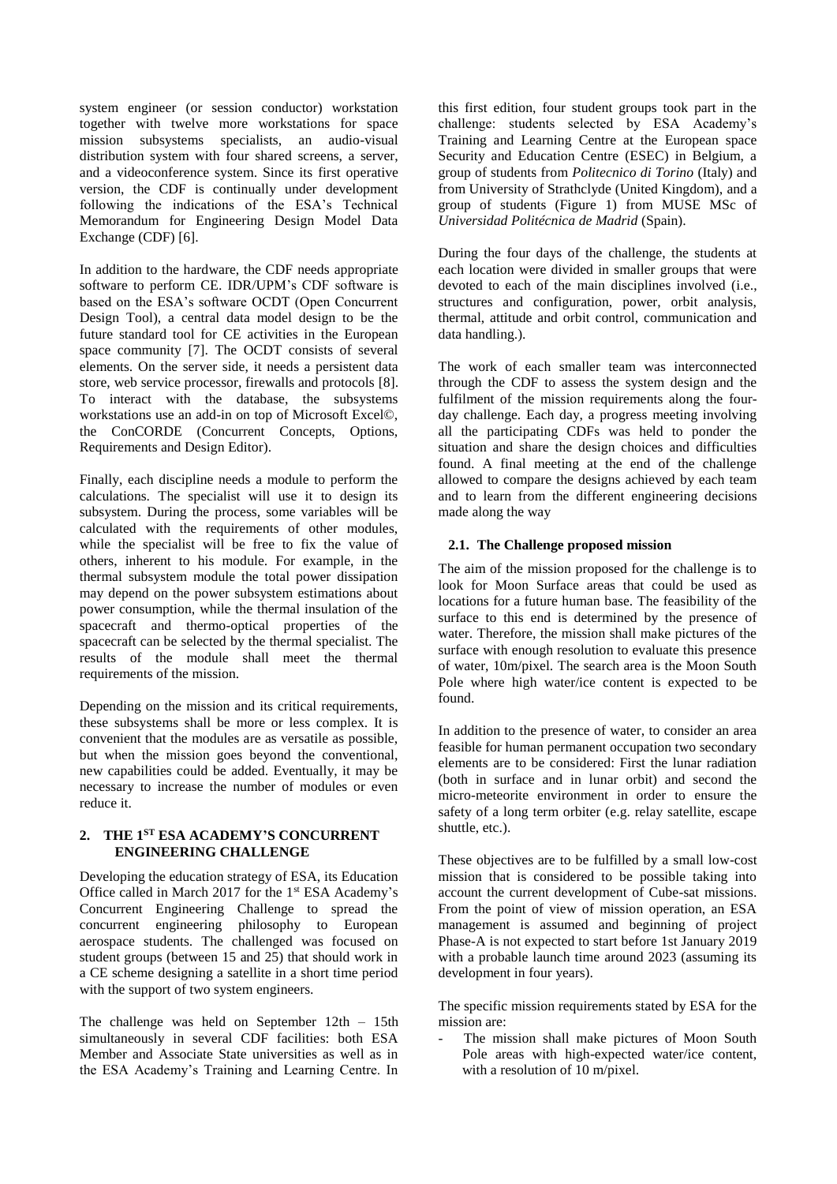system engineer (or session conductor) workstation together with twelve more workstations for space mission subsystems specialists, an audio-visual distribution system with four shared screens, a server, and a videoconference system. Since its first operative version, the CDF is continually under development following the indications of the ESA's Technical Memorandum for Engineering Design Model Data Exchange (CDF) [6].

In addition to the hardware, the CDF needs appropriate software to perform CE. IDR/UPM's CDF software is based on the ESA's software OCDT (Open Concurrent Design Tool), a central data model design to be the future standard tool for CE activities in the European space community [7]. The OCDT consists of several elements. On the server side, it needs a persistent data store, web service processor, firewalls and protocols [8]. To interact with the database, the subsystems workstations use an add-in on top of Microsoft Excel©, the ConCORDE (Concurrent Concepts, Options, Requirements and Design Editor).

Finally, each discipline needs a module to perform the calculations. The specialist will use it to design its subsystem. During the process, some variables will be calculated with the requirements of other modules, while the specialist will be free to fix the value of others, inherent to his module. For example, in the thermal subsystem module the total power dissipation may depend on the power subsystem estimations about power consumption, while the thermal insulation of the spacecraft and thermo-optical properties of the spacecraft can be selected by the thermal specialist. The results of the module shall meet the thermal requirements of the mission.

Depending on the mission and its critical requirements, these subsystems shall be more or less complex. It is convenient that the modules are as versatile as possible, but when the mission goes beyond the conventional, new capabilities could be added. Eventually, it may be necessary to increase the number of modules or even reduce it.

## 2. THE 1ST ESA ACADEMY'S CONCURRENT ENGINEERING CHALLENGE

Developing the education strategy of ESA, its Education Office called in March 2017 for the 1st ESA Academy's Concurrent Engineering Challenge to spread the concurrent engineering philosophy to European aerospace students. The challenged was focused on student groups (between 15 and 25) that should work in a CE scheme designing a satellite in a short time period with the support of two system engineers.

The challenge was held on September 12th – 15th simultaneously in several CDF facilities: both ESA Member and Associate State universities as well as in the ESA Academy's Training and Learning Centre. In this first edition, four student groups took part in the challenge: students selected by ESA Academy's Training and Learning Centre at the European space Security and Education Centre (ESEC) in Belgium, a group of students from *Politecnico di Torino* (Italy) and from University of Strathclyde (United Kingdom), and a group of students (Figure 1) from MUSE MSc of *Universidad Politécnica de Madrid* (Spain).

During the four days of the challenge, the students at each location were divided in smaller groups that were devoted to each of the main disciplines involved (i.e., structures and configuration, power, orbit analysis, thermal, attitude and orbit control, communication and data handling.).

The work of each smaller team was interconnected through the CDF to assess the system design and the fulfilment of the mission requirements along the four-day challenge. Each day, a progress meeting involving all the participating CDFs was held to ponder the situation and share the design choices and difficulties found. A final meeting at the end of the challenge allowed to compare the designs achieved by each team and to learn from the different engineering decisions made along the way

### 2.1. The Challenge proposed mission

The aim of the mission proposed for the challenge is to look for Moon Surface areas that could be used as locations for a future human base. The feasibility of the surface to this end is determined by the presence of water. Therefore, the mission shall make pictures of the surface with enough resolution to evaluate this presence of water, 10m/pixel. The search area is the Moon South Pole where high water/ice content is expected to be found.

In addition to the presence of water, to consider an area feasible for human permanent occupation two secondary elements are to be considered: First the lunar radiation (both in surface and in lunar orbit) and second the micro-meteorite environment in order to ensure the safety of a long term orbiter (e.g. relay satellite, escape shuttle, etc.).

These objectives are to be fulfilled by a small low-cost mission that is considered to be possible taking into account the current development of Cube-sat missions. From the point of view of mission operation, an ESA management is assumed and beginning of project Phase-A is not expected to start before 1st January 2019 with a probable launch time around 2023 (assuming its development in four years).

The specific mission requirements stated by ESA for the mission are:

- The mission shall make pictures of Moon South Pole areas with high-expected water/ice content, with a resolution of 10 m/pixel.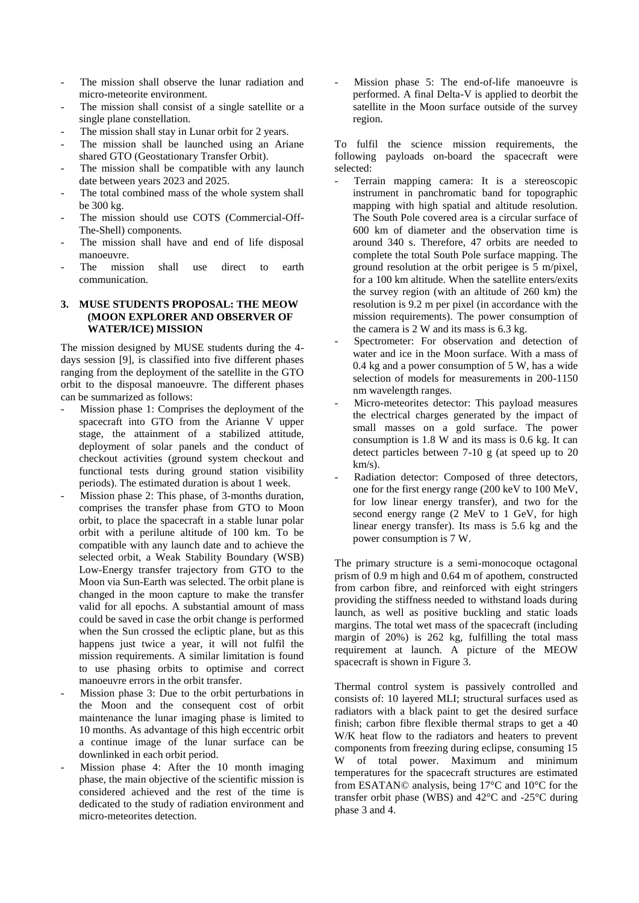- The mission shall observe the lunar radiation and micro-meteorite environment.
- The mission shall consist of a single satellite or a single plane constellation.
- The mission shall stay in Lunar orbit for 2 years.
- The mission shall be launched using an Ariane shared GTO (Geostationary Transfer Orbit).
- The mission shall be compatible with any launch date between years 2023 and 2025.
- The total combined mass of the whole system shall be 300 kg.
- The mission should use COTS (Commercial-Off-The-Shell) components.
- The mission shall have and end of life disposal manoeuvre.
- The mission shall use direct to earth communication.

## 3. MUSE STUDENTS PROPOSAL: THE MEOW (MOON EXPLORER AND OBSERVER OF WATER/ICE) MISSION

The mission designed by MUSE students during the 4-days session [9], is classified into five different phases ranging from the deployment of the satellite in the GTO orbit to the disposal manoeuvre. The different phases can be summarized as follows:

- Mission phase 1: Comprises the deployment of the spacecraft into GTO from the Arianne V upper stage, the attainment of a stabilized attitude, deployment of solar panels and the conduct of checkout activities (ground system checkout and functional tests during ground station visibility periods). The estimated duration is about 1 week.
- Mission phase 2: This phase, of 3-months duration, comprises the transfer phase from GTO to Moon orbit, to place the spacecraft in a stable lunar polar orbit with a perilune altitude of 100 km. To be compatible with any launch date and to achieve the selected orbit, a Weak Stability Boundary (WSB) Low-Energy transfer trajectory from GTO to the Moon via Sun-Earth was selected. The orbit plane is changed in the moon capture to make the transfer valid for all epochs. A substantial amount of mass could be saved in case the orbit change is performed when the Sun crossed the ecliptic plane, but as this happens just twice a year, it will not fulfil the mission requirements. A similar limitation is found to use phasing orbits to optimise and correct manoeuvre errors in the orbit transfer.
- Mission phase 3: Due to the orbit perturbations in the Moon and the consequent cost of orbit maintenance the lunar imaging phase is limited to 10 months. As advantage of this high eccentric orbit a continue image of the lunar surface can be downlinked in each orbit period.
- Mission phase 4: After the 10 month imaging phase, the main objective of the scientific mission is considered achieved and the rest of the time is dedicated to the study of radiation environment and micro-meteorites detection.
- Mission phase 5: The end-of-life manoeuvre is performed. A final Delta-V is applied to deorbit the satellite in the Moon surface outside of the survey region.

To fulfil the science mission requirements, the following payloads on-board the spacecraft were selected:

- Terrain mapping camera: It is a stereoscopic instrument in panchromatic band for topographic mapping with high spatial and altitude resolution. The South Pole covered area is a circular surface of 600 km of diameter and the observation time is around 340 s. Therefore, 47 orbits are needed to complete the total South Pole surface mapping. The ground resolution at the orbit perigee is 5 m/pixel, for a 100 km altitude. When the satellite enters/exits the survey region (with an altitude of 260 km) the resolution is 9.2 m per pixel (in accordance with the mission requirements). The power consumption of the camera is 2 W and its mass is 6.3 kg.
- Spectrometer: For observation and detection of water and ice in the Moon surface. With a mass of 0.4 kg and a power consumption of 5 W, has a wide selection of models for measurements in 200-1150 nm wavelength ranges.
- Micro-meteorites detector: This payload measures the electrical charges generated by the impact of small masses on a gold surface. The power consumption is 1.8 W and its mass is 0.6 kg. It can detect particles between 7-10 g (at speed up to 20 km/s).
- Radiation detector: Composed of three detectors, one for the first energy range (200 keV to 100 MeV, for low linear energy transfer), and two for the second energy range (2 MeV to 1 GeV, for high linear energy transfer). Its mass is 5.6 kg and the power consumption is 7 W.

The primary structure is a semi-monocoque octagonal prism of 0.9 m high and 0.64 m of apothem, constructed from carbon fibre, and reinforced with eight stringers providing the stiffness needed to withstand loads during launch, as well as positive buckling and static loads margins. The total wet mass of the spacecraft (including margin of 20%) is 262 kg, fulfilling the total mass requirement at launch. A picture of the MEOW spacecraft is shown in Figure 3.

Thermal control system is passively controlled and consists of: 10 layered MLI; structural surfaces used as radiators with a black paint to get the desired surface finish; carbon fibre flexible thermal straps to get a 40 W/K heat flow to the radiators and heaters to prevent components from freezing during eclipse, consuming 15 W of total power. Maximum and minimum temperatures for the spacecraft structures are estimated from ESATAN© analysis, being 17°C and 10°C for the transfer orbit phase (WBS) and 42°C and -25°C during phase 3 and 4.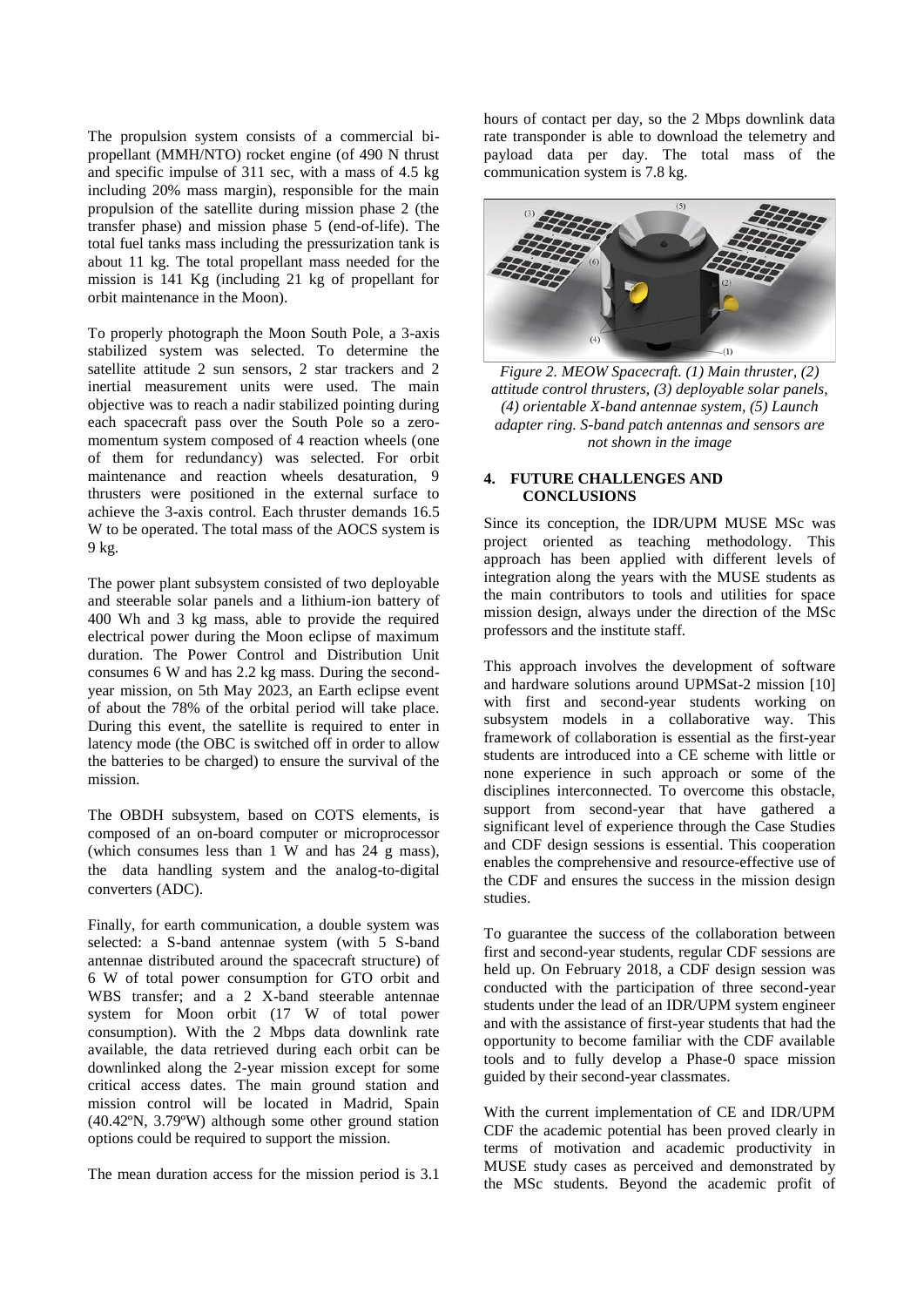The propulsion system consists of a commercial bi-propellant (MMH/NTO) rocket engine (of 490 N thrust and specific impulse of 311 sec, with a mass of 4.5 kg including 20% mass margin), responsible for the main propulsion of the satellite during mission phase 2 (the transfer phase) and mission phase 5 (end-of-life). The total fuel tanks mass including the pressurization tank is about 11 kg. The total propellant mass needed for the mission is 141 Kg (including 21 kg of propellant for orbit maintenance in the Moon).

To properly photograph the Moon South Pole, a 3-axis stabilized system was selected. To determine the satellite attitude 2 sun sensors, 2 star trackers and 2 inertial measurement units were used. The main objective was to reach a nadir stabilized pointing during each spacecraft pass over the South Pole so a zero-momentum system composed of 4 reaction wheels (one of them for redundancy) was selected. For orbit maintenance and reaction wheels desaturation, 9 thrusters were positioned in the external surface to achieve the 3-axis control. Each thruster demands 16.5 W to be operated. The total mass of the AOCS system is 9 kg.

The power plant subsystem consisted of two deployable and steerable solar panels and a lithium-ion battery of 400 Wh and 3 kg mass, able to provide the required electrical power during the Moon eclipse of maximum duration. The Power Control and Distribution Unit consumes 6 W and has 2.2 kg mass. During the second-year mission, on 5th May 2023, an Earth eclipse event of about the 78% of the orbital period will take place. During this event, the satellite is required to enter in latency mode (the OBC is switched off in order to allow the batteries to be charged) to ensure the survival of the mission.

The OBDH subsystem, based on COTS elements, is composed of an on-board computer or microprocessor (which consumes less than 1 W and has 24 g mass), the data handling system and the analog-to-digital converters (ADC).

Finally, for earth communication, a double system was selected: a S-band antennae system (with 5 S-band antennae distributed around the spacecraft structure) of 6 W of total power consumption for GTO orbit and WBS transfer; and a 2 X-band steerable antennae system for Moon orbit (17 W of total power consumption). With the 2 Mbps data downlink rate available, the data retrieved during each orbit can be downlinked along the 2-year mission except for some critical access dates. The main ground station and mission control will be located in Madrid, Spain (40.42ºN, 3.79ºW) although some other ground station options could be required to support the mission.

The mean duration access for the mission period is 3.1 hours of contact per day, so the 2 Mbps downlink data rate transponder is able to download the telemetry and payload data per day. The total mass of the communication system is 7.8 kg.

*Figure 2. MEOW Spacecraft. (1) Main thruster, (2) attitude control thrusters, (3) deployable solar panels, (4) orientable X-band antennae system, (5) Launch adapter ring. S-band patch antennas and sensors are not shown in the image*

## 4. FUTURE CHALLENGES AND CONCLUSIONS

Since its conception, the IDR/UPM MUSE MSc was project oriented as teaching methodology. This approach has been applied with different levels of integration along the years with the MUSE students as the main contributors to tools and utilities for space mission design, always under the direction of the MSc professors and the institute staff.

This approach involves the development of software and hardware solutions around UPMSat-2 mission [10] with first and second-year students working on subsystem models in a collaborative way. This framework of collaboration is essential as the first-year students are introduced into a CE scheme with little or none experience in such approach or some of the disciplines interconnected. To overcome this obstacle, support from second-year that have gathered a significant level of experience through the Case Studies and CDF design sessions is essential. This cooperation enables the comprehensive and resource-effective use of the CDF and ensures the success in the mission design studies.

To guarantee the success of the collaboration between first and second-year students, regular CDF sessions are held up. On February 2018, a CDF design session was conducted with the participation of three second-year students under the lead of an IDR/UPM system engineer and with the assistance of first-year students that had the opportunity to become familiar with the CDF available tools and to fully develop a Phase-0 space mission guided by their second-year classmates.

With the current implementation of CE and IDR/UPM CDF the academic potential has been proved clearly in terms of motivation and academic productivity in MUSE study cases as perceived and demonstrated by the MSc students. Beyond the academic profit of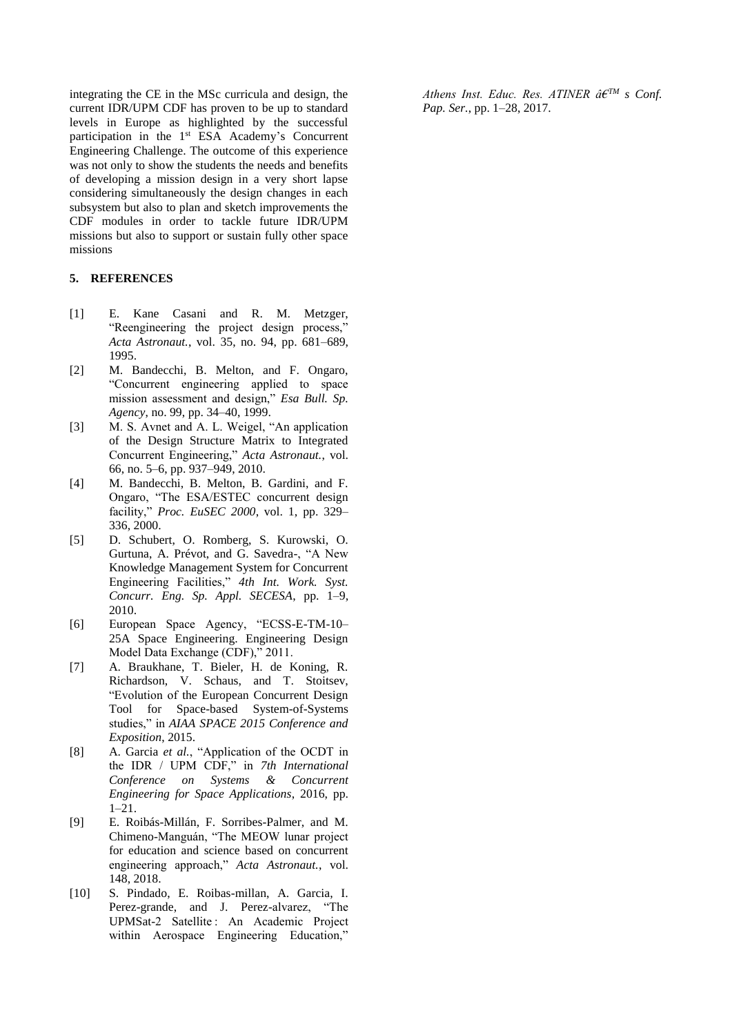integrating the CE in the MSc curricula and design, the current IDR/UPM CDF has proven to be up to standard levels in Europe as highlighted by the successful participation in the 1st ESA Academy's Concurrent Engineering Challenge. The outcome of this experience was not only to show the students the needs and benefits of developing a mission design in a very short lapse considering simultaneously the design changes in each subsystem but also to plan and sketch improvements the CDF modules in order to tackle future IDR/UPM missions but also to support or sustain fully other space missions

## 5. REFERENCES

[1] E. Kane Casani and R. M. Metzger, "Reengineering the project design process," *Acta Astronaut.*, vol. 35, no. 94, pp. 681–689, 1995.

[2] M. Bandecchi, B. Melton, and F. Ongaro, "Concurrent engineering applied to space mission assessment and design," *Esa Bull. Sp. Agency*, no. 99, pp. 34–40, 1999.

[3] M. S. Avnet and A. L. Weigel, "An application of the Design Structure Matrix to Integrated Concurrent Engineering," *Acta Astronaut.*, vol. 66, no. 5–6, pp. 937–949, 2010.

[4] M. Bandecchi, B. Melton, B. Gardini, and F. Ongaro, "The ESA/ESTEC concurrent design facility," *Proc. EuSEC 2000*, vol. 1, pp. 329–336, 2000.

[5] D. Schubert, O. Romberg, S. Kurowski, O. Gurtuna, A. Prévot, and G. Savedra-, "A New Knowledge Management System for Concurrent Engineering Facilities," *4th Int. Work. Syst. Concurr. Eng. Sp. Appl. SECESA*, pp. 1–9, 2010.

[6] European Space Agency, "ECSS-E-TM-10–25A Space Engineering. Engineering Design Model Data Exchange (CDF)," 2011.

[7] A. Braukhane, T. Bieler, H. de Koning, R. Richardson, V. Schaus, and T. Stoitsev, "Evolution of the European Concurrent Design Tool for Space-based System-of-Systems studies," in *AIAA SPACE 2015 Conference and Exposition*, 2015.

[8] A. Garcia *et al.*, "Application of the OCDT in the IDR / UPM CDF," in *7th International Conference on Systems & Concurrent Engineering for Space Applications*, 2016, pp. 1–21.

[9] E. Roibás-Millán, F. Sorribes-Palmer, and M. Chimeno-Manguán, "The MEOW lunar project for education and science based on concurrent engineering approach," *Acta Astronaut.*, vol. 148, 2018.

[10] S. Pindado, E. Roibas-millan, A. Garcia, I. Perez-grande, and J. Perez-alvarez, "The UPMSat-2 Satellite : An Academic Project within Aerospace Engineering Education," *Athens Inst. Educ. Res. ATINER â€™ s Conf. Pap. Ser.*, pp. 1–28, 2017.